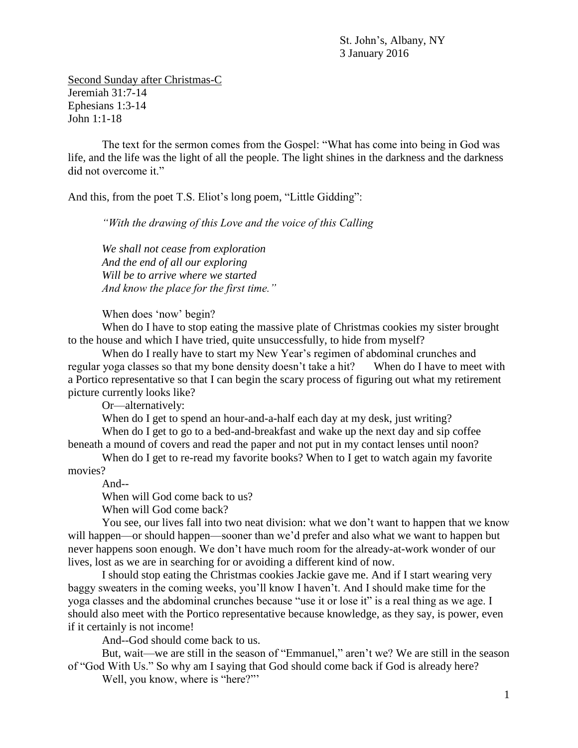St. John's, Albany, NY
3 January 2016

<u>Second Sunday after Christmas-C</u>
Jeremiah 31:7-14
Ephesians 1:3-14
John 1:1-18

The text for the sermon comes from the Gospel: "What has come into being in God was life, and the life was the light of all the people. The light shines in the darkness and the darkness did not overcome it."

And this, from the poet T.S. Eliot's long poem, "Little Gidding":

> *"With the drawing of this Love and the voice of this Calling*
>
> *We shall not cease from exploration*
> *And the end of all our exploring*
> *Will be to arrive where we started*
> *And know the place for the first time."*

When does 'now' begin?

When do I have to stop eating the massive plate of Christmas cookies my sister brought to the house and which I have tried, quite unsuccessfully, to hide from myself?

When do I really have to start my New Year's regimen of abdominal crunches and regular yoga classes so that my bone density doesn't take a hit? When do I have to meet with a Portico representative so that I can begin the scary process of figuring out what my retirement picture currently looks like?

Or—alternatively:

When do I get to spend an hour-and-a-half each day at my desk, just writing?

When do I get to go to a bed-and-breakfast and wake up the next day and sip coffee beneath a mound of covers and read the paper and not put in my contact lenses until noon?

When do I get to re-read my favorite books? When to I get to watch again my favorite movies?

And--

When will God come back to us?

When will God come back?

You see, our lives fall into two neat division: what we don't want to happen that we know will happen—or should happen—sooner than we'd prefer and also what we want to happen but never happens soon enough. We don't have much room for the already-at-work wonder of our lives, lost as we are in searching for or avoiding a different kind of now.

I should stop eating the Christmas cookies Jackie gave me. And if I start wearing very baggy sweaters in the coming weeks, you'll know I haven't. And I should make time for the yoga classes and the abdominal crunches because "use it or lose it" is a real thing as we age. I should also meet with the Portico representative because knowledge, as they say, is power, even if it certainly is not income!

And--God should come back to us.

But, wait—we are still in the season of "Emmanuel," aren't we? We are still in the season of "God With Us." So why am I saying that God should come back if God is already here?

Well, you know, where is "here?"'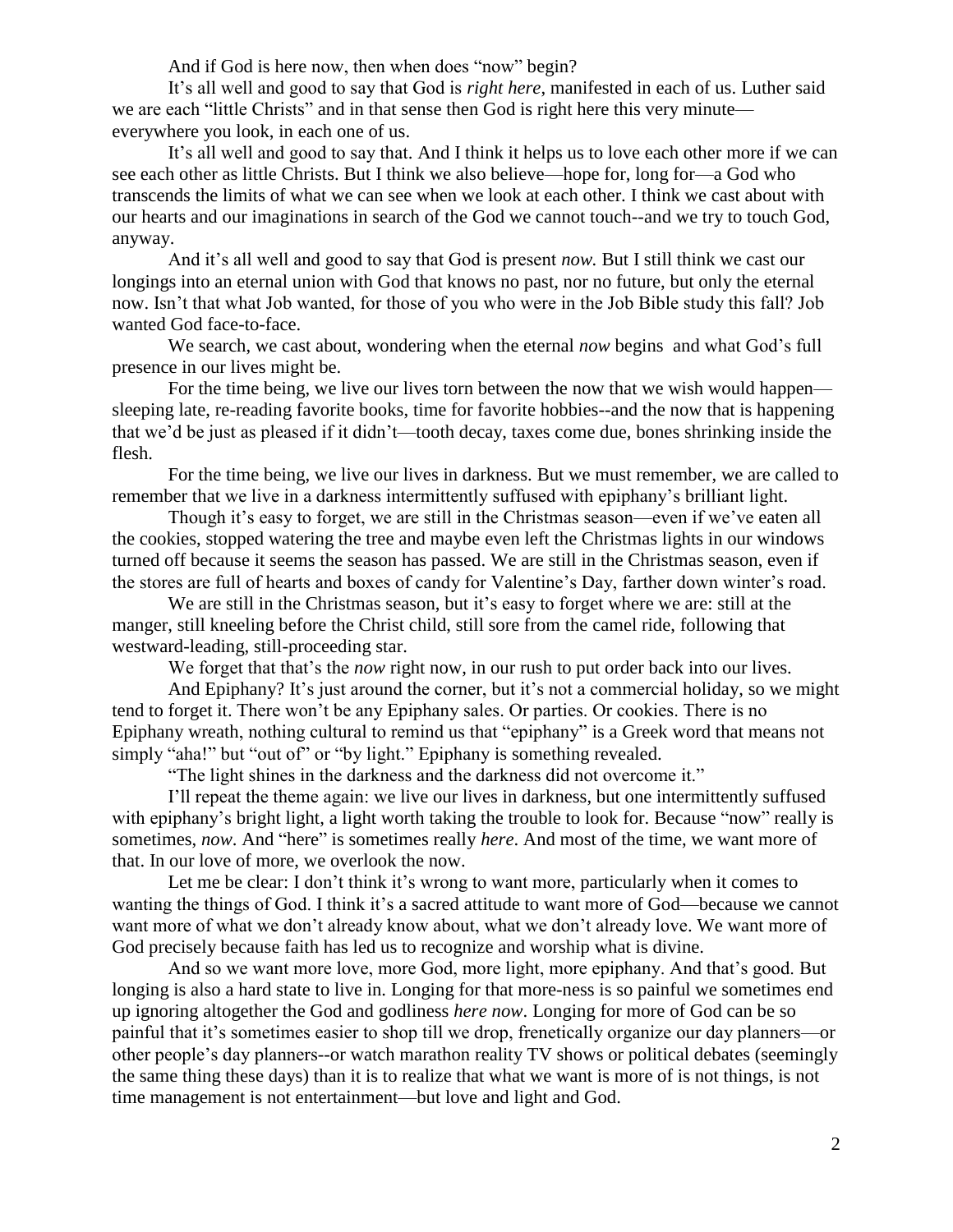And if God is here now, then when does "now" begin?

It's all well and good to say that God is *right here*, manifested in each of us. Luther said we are each "little Christs" and in that sense then God is right here this very minute—everywhere you look, in each one of us.

It's all well and good to say that. And I think it helps us to love each other more if we can see each other as little Christs. But I think we also believe—hope for, long for—a God who transcends the limits of what we can see when we look at each other. I think we cast about with our hearts and our imaginations in search of the God we cannot touch--and we try to touch God, anyway.

And it's all well and good to say that God is present *now.* But I still think we cast our longings into an eternal union with God that knows no past, nor no future, but only the eternal now. Isn't that what Job wanted, for those of you who were in the Job Bible study this fall? Job wanted God face-to-face.

We search, we cast about, wondering when the eternal *now* begins and what God's full presence in our lives might be.

For the time being, we live our lives torn between the now that we wish would happen—sleeping late, re-reading favorite books, time for favorite hobbies--and the now that is happening that we'd be just as pleased if it didn't—tooth decay, taxes come due, bones shrinking inside the flesh.

For the time being, we live our lives in darkness. But we must remember, we are called to remember that we live in a darkness intermittently suffused with epiphany's brilliant light.

Though it's easy to forget, we are still in the Christmas season—even if we've eaten all the cookies, stopped watering the tree and maybe even left the Christmas lights in our windows turned off because it seems the season has passed. We are still in the Christmas season, even if the stores are full of hearts and boxes of candy for Valentine's Day, farther down winter's road.

We are still in the Christmas season, but it's easy to forget where we are: still at the manger, still kneeling before the Christ child, still sore from the camel ride, following that westward-leading, still-proceeding star.

We forget that that's the *now* right now, in our rush to put order back into our lives.

And Epiphany? It's just around the corner, but it's not a commercial holiday, so we might tend to forget it. There won't be any Epiphany sales. Or parties. Or cookies. There is no Epiphany wreath, nothing cultural to remind us that "epiphany" is a Greek word that means not simply "aha!" but "out of" or "by light." Epiphany is something revealed.

"The light shines in the darkness and the darkness did not overcome it."

I'll repeat the theme again: we live our lives in darkness, but one intermittently suffused with epiphany's bright light, a light worth taking the trouble to look for. Because "now" really is sometimes, *now*. And "here" is sometimes really *here*. And most of the time, we want more of that. In our love of more, we overlook the now.

Let me be clear: I don't think it's wrong to want more, particularly when it comes to wanting the things of God. I think it's a sacred attitude to want more of God—because we cannot want more of what we don't already know about, what we don't already love. We want more of God precisely because faith has led us to recognize and worship what is divine.

And so we want more love, more God, more light, more epiphany. And that's good. But longing is also a hard state to live in. Longing for that more-ness is so painful we sometimes end up ignoring altogether the God and godliness *here now*. Longing for more of God can be so painful that it's sometimes easier to shop till we drop, frenetically organize our day planners—or other people's day planners--or watch marathon reality TV shows or political debates (seemingly the same thing these days) than it is to realize that what we want is more of is not things, is not time management is not entertainment—but love and light and God.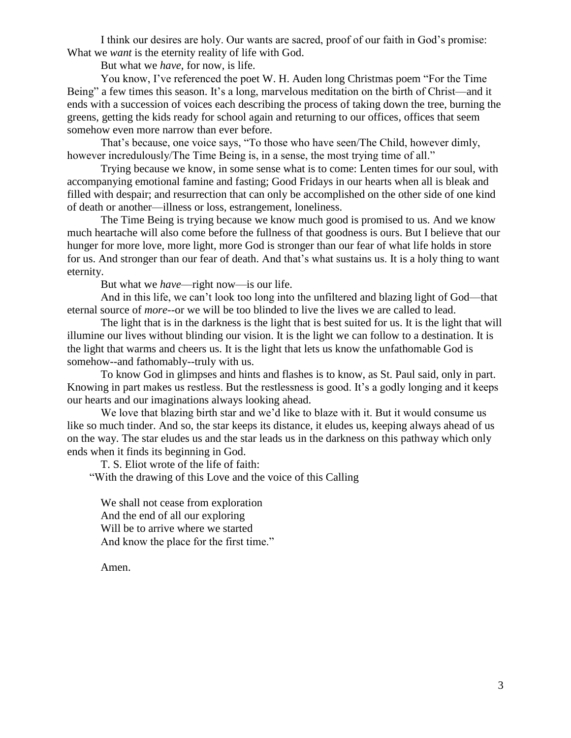I think our desires are holy. Our wants are sacred, proof of our faith in God's promise: What we *want* is the eternity reality of life with God.

But what we *have*, for now, is life.

You know, I've referenced the poet W. H. Auden long Christmas poem "For the Time Being" a few times this season. It's a long, marvelous meditation on the birth of Christ—and it ends with a succession of voices each describing the process of taking down the tree, burning the greens, getting the kids ready for school again and returning to our offices, offices that seem somehow even more narrow than ever before.

That's because, one voice says, "To those who have seen/The Child, however dimly, however incredulously/The Time Being is, in a sense, the most trying time of all."

Trying because we know, in some sense what is to come: Lenten times for our soul, with accompanying emotional famine and fasting; Good Fridays in our hearts when all is bleak and filled with despair; and resurrection that can only be accomplished on the other side of one kind of death or another—illness or loss, estrangement, loneliness.

The Time Being is trying because we know much good is promised to us. And we know much heartache will also come before the fullness of that goodness is ours. But I believe that our hunger for more love, more light, more God is stronger than our fear of what life holds in store for us. And stronger than our fear of death. And that's what sustains us. It is a holy thing to want eternity.

But what we *have*—right now—is our life.

And in this life, we can't look too long into the unfiltered and blazing light of God—that eternal source of *more*--or we will be too blinded to live the lives we are called to lead.

The light that is in the darkness is the light that is best suited for us. It is the light that will illumine our lives without blinding our vision. It is the light we can follow to a destination. It is the light that warms and cheers us. It is the light that lets us know the unfathomable God is somehow--and fathomably--truly with us.

To know God in glimpses and hints and flashes is to know, as St. Paul said, only in part. Knowing in part makes us restless. But the restlessness is good. It's a godly longing and it keeps our hearts and our imaginations always looking ahead.

We love that blazing birth star and we'd like to blaze with it. But it would consume us like so much tinder. And so, the star keeps its distance, it eludes us, keeping always ahead of us on the way. The star eludes us and the star leads us in the darkness on this pathway which only ends when it finds its beginning in God.

T. S. Eliot wrote of the life of faith:

"With the drawing of this Love and the voice of this Calling

We shall not cease from exploration
And the end of all our exploring
Will be to arrive where we started
And know the place for the first time."

Amen.